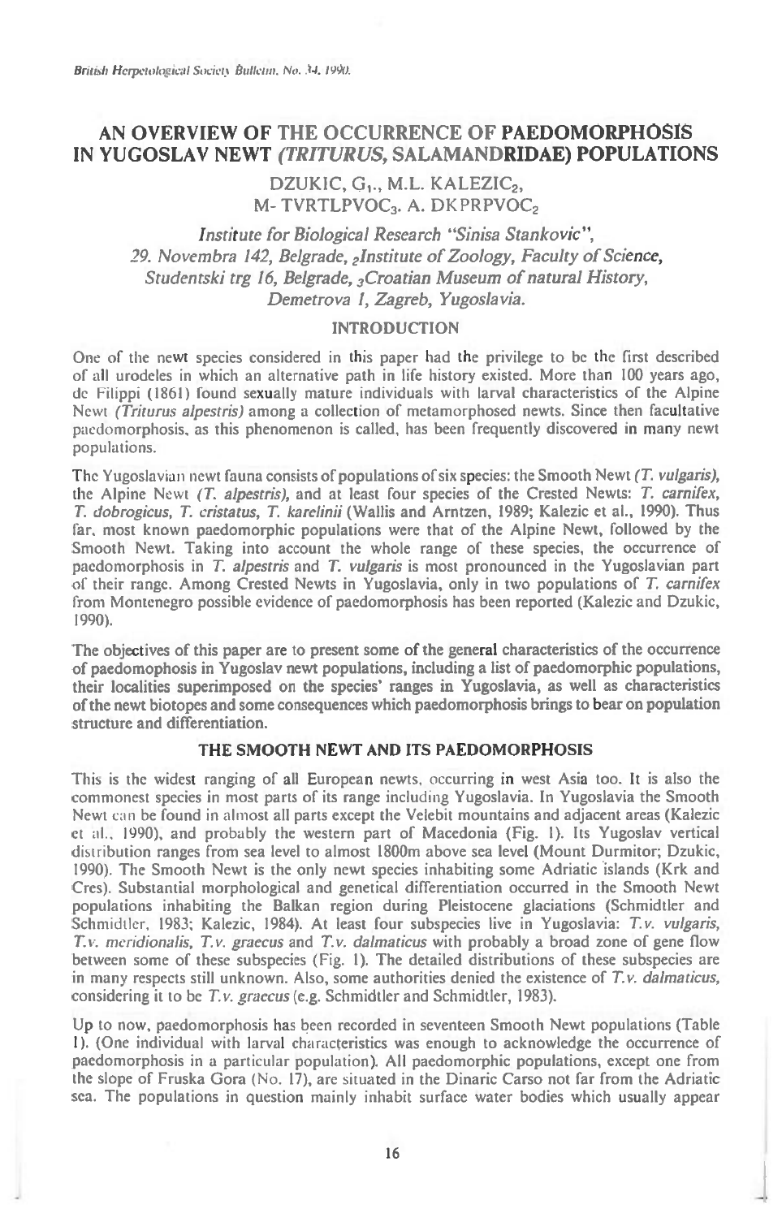# AN OVERVIEW OF THE OCCURRENCE OF PAEDOMORPHOSIS IN YUGOSLAV NEWT *(TRITURUS,* SALAMANDRIDAE) POPULATIONS

DZUKIC, G[1]., M.L. KALEZIC[2], M- TVRTLPVOC[3]. A. DKPRPVOC[2]

*Institute for Biological Research "Sinisa Stankovic", 29. Novembra 142, Belgrade, [2]Institute of Zoology, Faculty of Science, Studentski trg 16, Belgrade, [3]Croatian Museum of natural History, Demetrova 1, Zagreb, Yugoslavia.*

## INTRODUCTION

One of the newt species considered in this paper had the privilege to be the first described of all urodeles in which an alternative path in life history existed. More than 100 years ago, de Filippi (1861) found sexually mature individuals with larval characteristics of the Alpine Newt *(Triturus alpestris)* among a collection of metamorphosed newts. Since then facultative paedomorphosis, as this phenomenon is called, has been frequently discovered in many newt populations.

The Yugoslavian newt fauna consists of populations of six species: the Smooth Newt *(T. vulgaris)*, the Alpine Newt *(T. alpestris)*, and at least four species of the Crested Newts: *T. carnifex, T. dobrogicus, T. cristatus, T. karelinii* (Wallis and Arntzen, 1989; Kalezic et al., 1990). Thus far, most known paedomorphic populations were that of the Alpine Newt, followed by the Smooth Newt. Taking into account the whole range of these species, the occurrence of paedomorphosis in *T. alpestris* and *T. vulgaris* is most pronounced in the Yugoslavian part of their range. Among Crested Newts in Yugoslavia, only in two populations of *T. carnifex* from Montenegro possible evidence of paedomorphosis has been reported (Kalezic and Dzukic, 1990).

The objectives of this paper are to present some of the general characteristics of the occurrence of paedomophosis in Yugoslav newt populations, including a list of paedomorphic populations, their localities superimposed on the species' ranges in Yugoslavia, as well as characteristics of the newt biotopes and some consequences which paedomorphosis brings to bear on population structure and differentiation.

## THE SMOOTH NEWT AND ITS PAEDOMORPHOSIS

This is the widest ranging of all European newts, occurring in west Asia too. It is also the commonest species in most parts of its range including Yugoslavia. In Yugoslavia the Smooth Newt can be found in almost all parts except the Velebit mountains and adjacent areas (Kalezic et al., 1990), and probably the western part of Macedonia (Fig. 1). Its Yugoslav vertical distribution ranges from sea level to almost 1800m above sea level (Mount Durmitor; Dzukic, 1990). The Smooth Newt is the only newt species inhabiting some Adriatic islands (Krk and Cres). Substantial morphological and genetical differentiation occurred in the Smooth Newt populations inhabiting the Balkan region during Pleistocene glaciations (Schmidtler and Schmidtler, 1983; Kalezic, 1984). At least four subspecies live in Yugoslavia: *T.v. vulgaris, T.v. meridionalis, T.v. graecus* and *T.v. dalmaticus* with probably a broad zone of gene flow between some of these subspecies (Fig. 1). The detailed distributions of these subspecies are in many respects still unknown. Also, some authorities denied the existence of *T.v. dalmaticus,* considering it to be *T.v. graecus* (e.g. Schmidtler and Schmidtler, 1983).

Up to now, paedomorphosis has been recorded in seventeen Smooth Newt populations (Table 1). (One individual with larval characteristics was enough to acknowledge the occurrence of paedomorphosis in a particular population). All paedomorphic populations, except one from the slope of Fruska Gora (No. 17), are situated in the Dinaric Carso not far from the Adriatic sea. The populations in question mainly inhabit surface water bodies which usually appear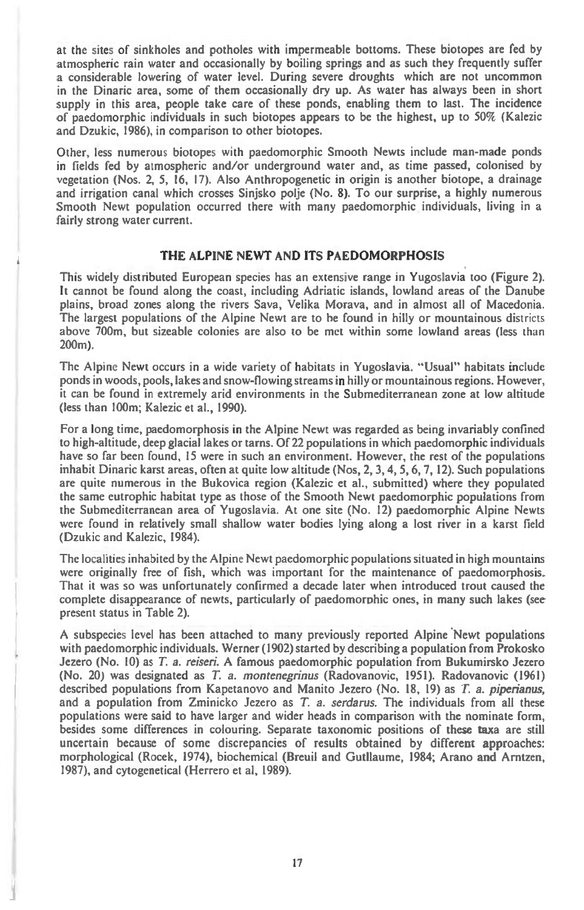at the sites of sinkholes and potholes with impermeable bottoms. These biotopes are fed by atmospheric rain water and occasionally by boiling springs and as such they frequently suffer a considerable lowering of water level. During severe droughts which are not uncommon in the Dinaric area, some of them occasionally dry up. As water has always been in short supply in this area, people take care of these ponds, enabling them to last. The incidence of paedomorphic individuals in such biotopes appears to be the highest, up to 50% (Kalezic and Dzukic, 1986), in comparison to other biotopes.

Other, less numerous biotopes with paedomorphic Smooth Newts include man-made ponds in fields fed by atmospheric and/or underground water and, as time passed, colonised by vegetation (Nos. 2, 5, 16, 17). Also Anthropogenetic in origin is another biotope, a drainage and irrigation canal which crosses Sinjsko polje (No. 8). To our surprise, a highly numerous Smooth Newt population occurred there with many paedomorphic individuals, living in a fairly strong water current.

## THE ALPINE NEWT AND ITS PAEDOMORPHOSIS

This widely distributed European species has an extensive range in Yugoslavia too (Figure 2). It cannot be found along the coast, including Adriatic islands, lowland areas of the Danube plains, broad zones along the rivers Sava, Velika Morava, and in almost all of Macedonia. The largest populations of the Alpine Newt are to be found in hilly or mountainous districts above 700m, but sizeable colonies are also to be met within some lowland areas (less than 200m).

The Alpine Newt occurs in a wide variety of habitats in Yugoslavia. "Usual" habitats include ponds in woods, pools, lakes and snow-flowing streams in hilly or mountainous regions. However, it can be found in extremely arid environments in the Submediterranean zone at low altitude (less than 100m; Kalezic et al., 1990).

For a long time, paedomorphosis in the Alpine Newt was regarded as being invariably confined to high-altitude, deep glacial lakes or tarns. Of 22 populations in which paedomorphic individuals have so far been found, 15 were in such an environment. However, the rest of the populations inhabit Dinaric karst areas, often at quite low altitude (Nos, 2, 3, 4, 5, 6, 7, 12). Such populations are quite numerous in the Bukovica region (Kalezic et al., submitted) where they populated the same eutrophic habitat type as those of the Smooth Newt paedomorphic populations from the Submediterranean area of Yugoslavia. At one site (No. 12) paedomorphic Alpine Newts were found in relatively small shallow water bodies lying along a lost river in a karst field (Dzukic and Kalezic, 1984).

The localities inhabited by the Alpine Newt paedomorphic populations situated in high mountains were originally free of fish, which was important for the maintenance of paedomorphosis. That it was so was unfortunately confirmed a decade later when introduced trout caused the complete disappearance of newts, particularly of paedomorphic ones, in many such lakes (see present status in Table 2).

A subspecies level has been attached to many previously reported Alpine Newt populations with paedomorphic individuals. Werner (1902) started by describing a population from Prokosko Jezero (No. 10) as *T. a. reiseri*. A famous paedomorphic population from Bukumirsko Jezero (No. 20) was designated as *T. a. montenegrinus* (Radovanovic, 1951). Radovanovic (1961) described populations from Kapetanovo and Manito Jezero (No. 18, 19) as *T. a. piperianus*, and a population from Zminicko Jezero as *T. a. serdarus*. The individuals from all these populations were said to have larger and wider heads in comparison with the nominate form, besides some differences in colouring. Separate taxonomic positions of these taxa are still uncertain because of some discrepancies of results obtained by different approaches: morphological (Rocek, 1974), biochemical (Breuil and Gutllaume, 1984; Arano and Arntzen, 1987), and cytogenetical (Herrero et al, 1989).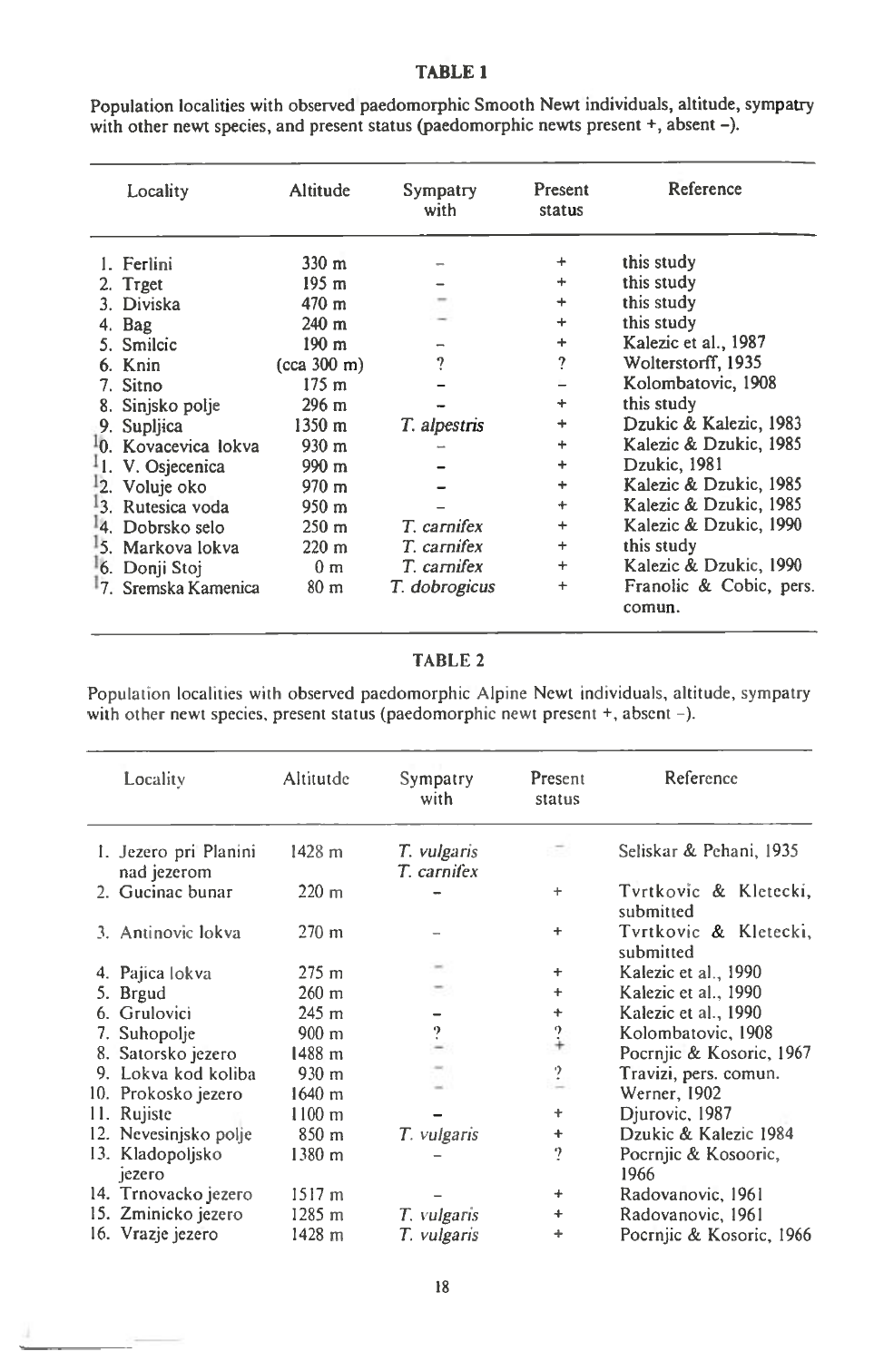**TABLE 1**

Population localities with observed paedomorphic Smooth Newt individuals, altitude, sympatry with other newt species, and present status (paedomorphic newts present +, absent –).

| Locality | Altitude | Sympatry with | Present status | Reference |
|---|---|---|---|---|
| 1. Ferlini | 330 m | – | + | this study |
| 2. Trget | 195 m | – | + | this study |
| 3. Diviska | 470 m | – | + | this study |
| 4. Bag | 240 m | – | + | this study |
| 5. Smilcic | 190 m | – | + | Kalezic et al., 1987 |
| 6. Knin | (cca 300 m) | ? | ? | Wolterstorff, 1935 |
| 7. Sitno | 175 m | – | – | Kolombatovic, 1908 |
| 8. Sinjsko polje | 296 m | – | + | this study |
| 9. Supljica | 1350 m | *T. alpestris* | + | Dzukic & Kalezic, 1983 |
| 10. Kovacevica lokva | 930 m | – | + | Kalezic & Dzukic, 1985 |
| 11. V. Osjecenica | 990 m | – | + | Dzukic, 1981 |
| 12. Voluje oko | 970 m | – | + | Kalezic & Dzukic, 1985 |
| 13. Rutesica voda | 950 m | – | + | Kalezic & Dzukic, 1985 |
| 14. Dobrsko selo | 250 m | *T. carnifex* | + | Kalezic & Dzukic, 1990 |
| 15. Markova lokva | 220 m | *T. carnifex* | + | this study |
| 16. Donji Stoj | 0 m | *T. carnifex* | + | Kalezic & Dzukic, 1990 |
| 17. Sremska Kamenica | 80 m | *T. dobrogicus* | + | Franolic & Cobic, pers. comun. |

**TABLE 2**

Population localities with observed paedomorphic Alpine Newt individuals, altitude, sympatry with other newt species, present status (paedomorphic newt present +, absent –).

| Locality | Altitutde | Sympatry with | Present status | Reference |
|---|---|---|---|---|
| 1. Jezero pri Planini nad jezerom | 1428 m | *T. vulgaris* *T. carnifex* | – | Seliskar & Pehani, 1935 |
| 2. Gucinac bunar | 220 m | – | + | Tvrtkovic & Kletecki, submitted |
| 3. Antinovic lokva | 270 m | – | + | Tvrtkovic & Kletecki, submitted |
| 4. Pajica lokva | 275 m | – | + | Kalezic et al., 1990 |
| 5. Brgud | 260 m | – | + | Kalezic et al., 1990 |
| 6. Grulovici | 245 m | – | + | Kalezic et al., 1990 |
| 7. Suhopolje | 900 m | ? | ? | Kolombatovic, 1908 |
| 8. Satorsko jezero | 1488 m | – | + | Pocrnjic & Kosoric, 1967 |
| 9. Lokva kod koliba | 930 m | – | ? | Travizi, pers. comun. |
| 10. Prokosko jezero | 1640 m | – | – | Werner, 1902 |
| 11. Rujiste | 1100 m | – | + | Djurovic, 1987 |
| 12. Nevesinjsko polje | 850 m | *T. vulgaris* | + | Dzukic & Kalezic 1984 |
| 13. Kladopoljsko jezero | 1380 m | – | ? | Pocrnjic & Kosooric, 1966 |
| 14. Trnovacko jezero | 1517 m | – | + | Radovanovic, 1961 |
| 15. Zminicko jezero | 1285 m | *T. vulgaris* | + | Radovanovic, 1961 |
| 16. Vrazje jezero | 1428 m | *T. vulgaris* | + | Pocrnjic & Kosoric, 1966 |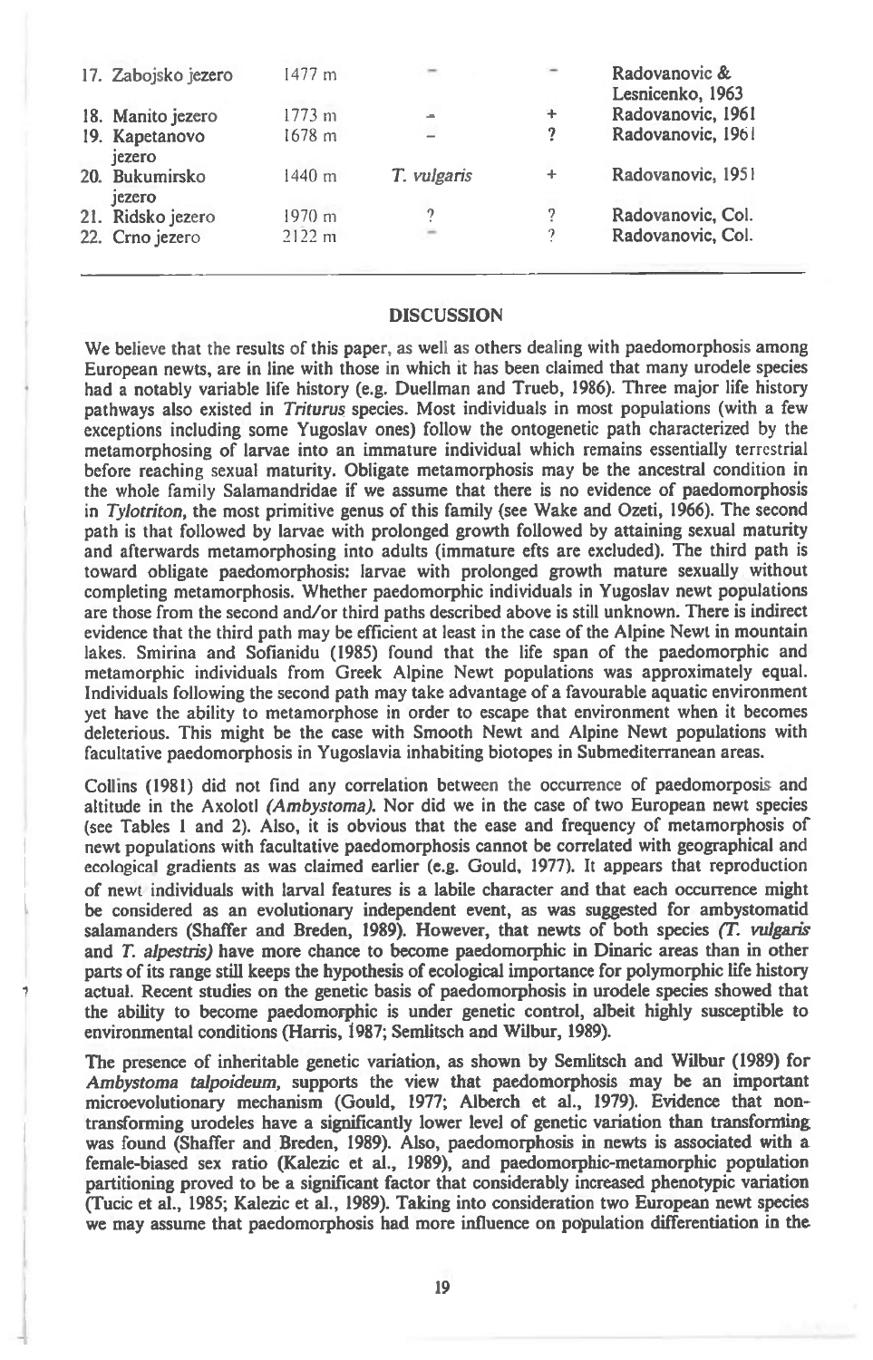| | | | | |
|---|---|---|---|---|
| 17. Zabojsko jezero | 1477 m | - | - | Radovanovic & Lesnicenko, 1963 |
| 18. Manito jezero | 1773 m | - | + | Radovanovic, 1961 |
| 19. Kapetanovo jezero | 1678 m | - | ? | Radovanovic, 1961 |
| 20. Bukumirsko jezero | 1440 m | *T. vulgaris* | + | Radovanovic, 1951 |
| 21. Ridsko jezero | 1970 m | ? | ? | Radovanovic, Col. |
| 22. Crno jezero | 2122 m | - | ? | Radovanovic, Col. |

## DISCUSSION

We believe that the results of this paper, as well as others dealing with paedomorphosis among European newts, are in line with those in which it has been claimed that many urodele species had a notably variable life history (e.g. Duellman and Trueb, 1986). Three major life history pathways also existed in *Triturus* species. Most individuals in most populations (with a few exceptions including some Yugoslav ones) follow the ontogenetic path characterized by the metamorphosing of larvae into an immature individual which remains essentially terrestrial before reaching sexual maturity. Obligate metamorphosis may be the ancestral condition in the whole family Salamandridae if we assume that there is no evidence of paedomorphosis in *Tylotriton*, the most primitive genus of this family (see Wake and Ozeti, 1966). The second path is that followed by larvae with prolonged growth followed by attaining sexual maturity and afterwards metamorphosing into adults (immature efts are excluded). The third path is toward obligate paedomorphosis: larvae with prolonged growth mature sexually without completing metamorphosis. Whether paedomorphic individuals in Yugoslav newt populations are those from the second and/or third paths described above is still unknown. There is indirect evidence that the third path may be efficient at least in the case of the Alpine Newt in mountain lakes. Smirina and Sofianidu (1985) found that the life span of the paedomorphic and metamorphic individuals from Greek Alpine Newt populations was approximately equal. Individuals following the second path may take advantage of a favourable aquatic environment yet have the ability to metamorphose in order to escape that environment when it becomes deleterious. This might be the case with Smooth Newt and Alpine Newt populations with facultative paedomorphosis in Yugoslavia inhabiting biotopes in Submediterranean areas.

Collins (1981) did not find any correlation between the occurrence of paedomorposis and altitude in the Axolotl *(Ambystoma)*. Nor did we in the case of two European newt species (see Tables 1 and 2). Also, it is obvious that the ease and frequency of metamorphosis of newt populations with facultative paedomorphosis cannot be correlated with geographical and ecological gradients as was claimed earlier (e.g. Gould, 1977). It appears that reproduction of newt individuals with larval features is a labile character and that each occurrence might be considered as an evolutionary independent event, as was suggested for ambystomatid salamanders (Shaffer and Breden, 1989). However, that newts of both species *(T. vulgaris* and *T. alpestris)* have more chance to become paedomorphic in Dinaric areas than in other parts of its range still keeps the hypothesis of ecological importance for polymorphic life history actual. Recent studies on the genetic basis of paedomorphosis in urodele species showed that the ability to become paedomorphic is under genetic control, albeit highly susceptible to environmental conditions (Harris, 1987; Semlitsch and Wilbur, 1989).

The presence of inheritable genetic variation, as shown by Semlitsch and Wilbur (1989) for *Ambystoma talpoideum*, supports the view that paedomorphosis may be an important microevolutionary mechanism (Gould, 1977; Alberch et al., 1979). Evidence that non-transforming urodeles have a significantly lower level of genetic variation than transforming was found (Shaffer and Breden, 1989). Also, paedomorphosis in newts is associated with a female-biased sex ratio (Kalezic et al., 1989), and paedomorphic-metamorphic population partitioning proved to be a significant factor that considerably increased phenotypic variation (Tucic et al., 1985; Kalezic et al., 1989). Taking into consideration two European newt species we may assume that paedomorphosis had more influence on population differentiation in the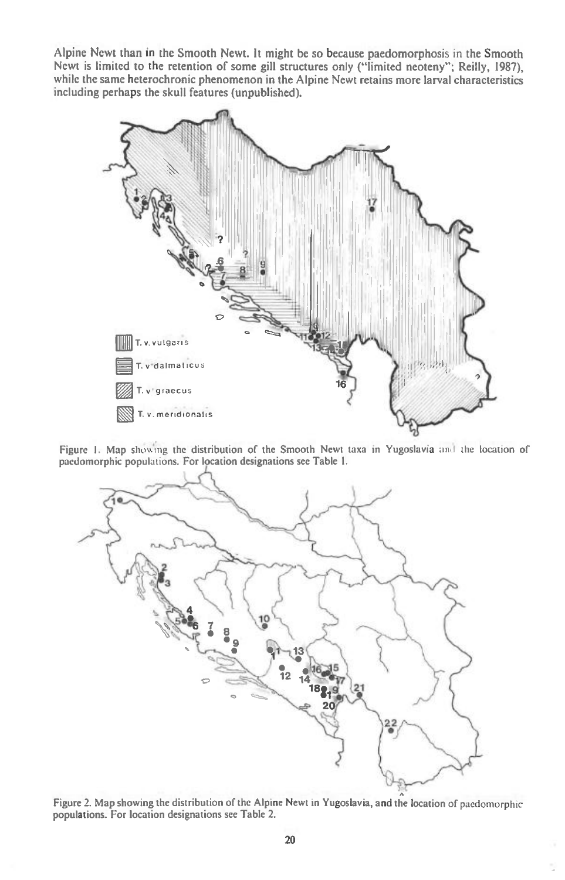Alpine Newt than in the Smooth Newt. It might be so because paedomorphosis in the Smooth Newt is limited to the retention of some gill structures only ("limited neoteny"; Reilly, 1987), while the same heterochronic phenomenon in the Alpine Newt retains more larval characteristics including perhaps the skull features (unpublished).

Figure 1. Map showing the distribution of the Smooth Newt taxa in Yugoslavia and the location of paedomorphic populations. For location designations see Table 1.

Figure 2. Map showing the distribution of the Alpine Newt in Yugoslavia, and the location of paedomorphic populations. For location designations see Table 2.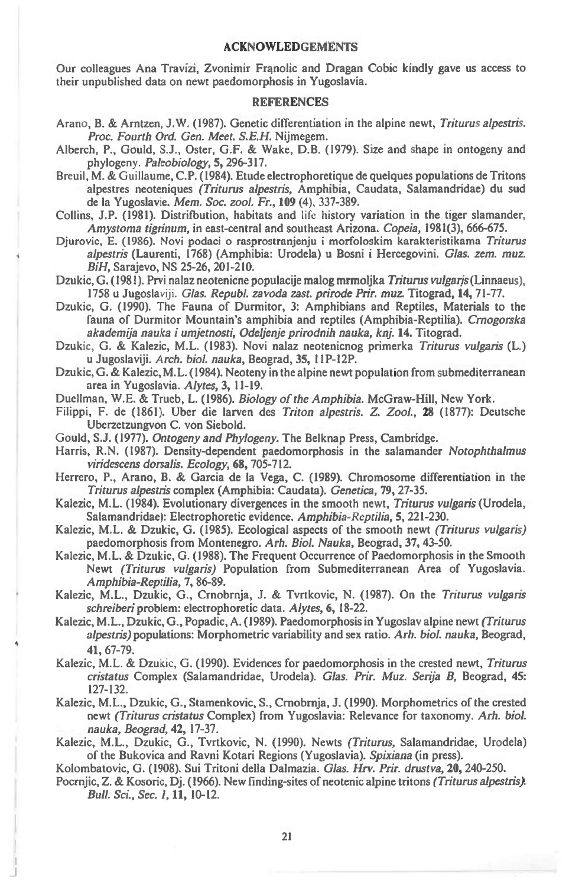## ACKNOWLEDGEMENTS

Our colleagues Ana Travizi, Zvonimir Frąnolic and Dragan Cobic kindly gave us access to their unpublished data on newt paedomorphosis in Yugoslavia.

## REFERENCES

Arano, B. & Arntzen, J.W. (1987). Genetic differentiation in the alpine newt, *Triturus alpestris*. *Proc. Fourth Ord. Gen. Meet. S.E.H.* Nijmegem.

Alberch, P., Gould, S.J., Oster, G.F. & Wake, D.B. (1979). Size and shape in ontogeny and phylogeny. *Paleobiology*, **5**, 296-317.

Breuil, M. & Guillaume, C.P. (1984). Etude electrophoretique de quelques populations de Tritons alpestres neoteniques *(Triturus alpestris*, Amphibia, Caudata, Salamandridae) du sud de la Yugoslavie. *Mem. Soc. zool. Fr.*, **109** (4), 337-389.

Collins, J.P. (1981). Distrifbution, habitats and life history variation in the tiger slamander, *Amystoma tigrinum*, in east-central and southeast Arizona. *Copeia*, 1981(3), 666-675.

Djurovic, E. (1986). Novi podaci o rasprostranjenju i morfoloskim karakteristikama *Triturus alpestris* (Laurenti, 1768) (Amphibia: Urodela) u Bosni i Hercegovini. *Glas. zem. muz. BiH*, Sarajevo, NS 25-26, 201-210.

Dzukic, G. (1981). Prvi nalaz neotenicne populacije malog mrmoljka *Triturus vulgaris* (Linnaeus), 1758 u Jugoslaviji. *Glas. Republ. zavoda zast. prirode Prir. muz.* Titograd, **14**, 71-77.

Dzukic, G. (1990). The Fauna of Durmitor, 3: Amphibians and Reptiles, Materials to the fauna of Durmitor Mountain's amphibia and reptiles (Amphibia-Reptilia). *Crnogorska akademija nauka i umjetnosti, Odeljenje prirodnih nauka, knj.* **14.** Titograd.

Dzukic, G. & Kalezic, M.L. (1983). Novi nalaz neotenicnog primerka *Triturus vulgaris* (L.) u Jugoslaviji. *Arch. biol. nauka*, Beograd, **35**, 11P-12P.

Dzukic, G. & Kalezic, M.L. (1984). Neoteny in the alpine newt population from submediterranean area in Yugoslavia. *Alytes*, **3**, 11-19.

Duellman, W.E. & Trueb, L. (1986). *Biology of the Amphibia.* McGraw-Hill, New York.

Filippi, F. de (1861). Uber die larven des *Triton alpestris*. *Z. Zool.*, **28** (1877): Deutsche Uberzetzungvon C. von Siebold.

Gould, S.J. (1977). *Ontogeny and Phylogeny.* The Belknap Press, Cambridge.

Harris, R.N. (1987). Density-dependent paedomorphosis in the salamander *Notophthalmus viridescens dorsalis*. *Ecology*, **68**, 705-712.

Herrero, P., Arano, B. & Garcia de la Vega, C. (1989). Chromosome differentiation in the *Triturus alpestris* complex (Amphibia: Caudata). *Genetica*, **79**, 27-35.

Kalezic, M.L. (1984). Evolutionary divergences in the smooth newt, *Triturus vulgaris* (Urodela, Salamandridae): Electrophoretic evidence. *Amphibia-Reptilia*, **5**, 221-230.

Kalezic, M.L. & Dzukic, G. (1985). Ecological aspects of the smooth newt *(Triturus vulgaris)* paedomorphosis from Montenegro. *Arh. Biol. Nauka*, Beograd, **37**, 43-50.

Kalezic, M.L. & Dzukic, G. (1988). The Frequent Occurrence of Paedomorphosis in the Smooth Newt *(Triturus vulgaris)* Population from Submediterranean Area of Yugoslavia. *Amphibia-Reptilia*, **7**, 86-89.

Kalezic, M.L., Dzukic, G., Crnobrnja, J. & Tvrtkovic, N. (1987). On the *Triturus vulgaris schreiberi* problem: electrophoretic data. *Alytes*, **6**, 18-22.

Kalezic, M.L., Dzukic, G., Popadic, A. (1989). Paedomorphosis in Yugoslav alpine newt *(Triturus alpestris)* populations: Morphometric variability and sex ratio. *Arh. biol. nauka*, Beograd, **41**, 67-79.

Kalezic, M.L. & Dzukic, G. (1990). Evidences for paedomorphosis in the crested newt, *Triturus cristatus* Complex (Salamandridae, Urodela). *Glas. Prir. Muz. Serija B*, Beograd, **45**: 127-132.

Kalezic, M.L., Dzukic, G., Stamenkovic, S., Crnobrnja, J. (1990). Morphometrics of the crested newt *(Triturus cristatus* Complex) from Yugoslavia: Relevance for taxonomy. *Arh. biol. nauka, Beograd*, **42**, 17-37.

Kalezic, M.L., Dzukic, G., Tvrtkovic, N. (1990). Newts *(Triturus*, Salamandridae, Urodela) of the Bukovica and Ravni Kotari Regions (Yugoslavia). *Spixiana* (in press).

Kolombatovic, G. (1908). Sui Tritoni della Dalmazia. *Glas. Hrv. Prir. drustva*, **20**, 240-250.

Pocrnjic, Z. & Kosoric, Dj. (1966). New finding-sites of neotenic alpine tritons *(Triturus alpestris)*. *Bull. Sci., Sec. 1*, **11**, 10-12.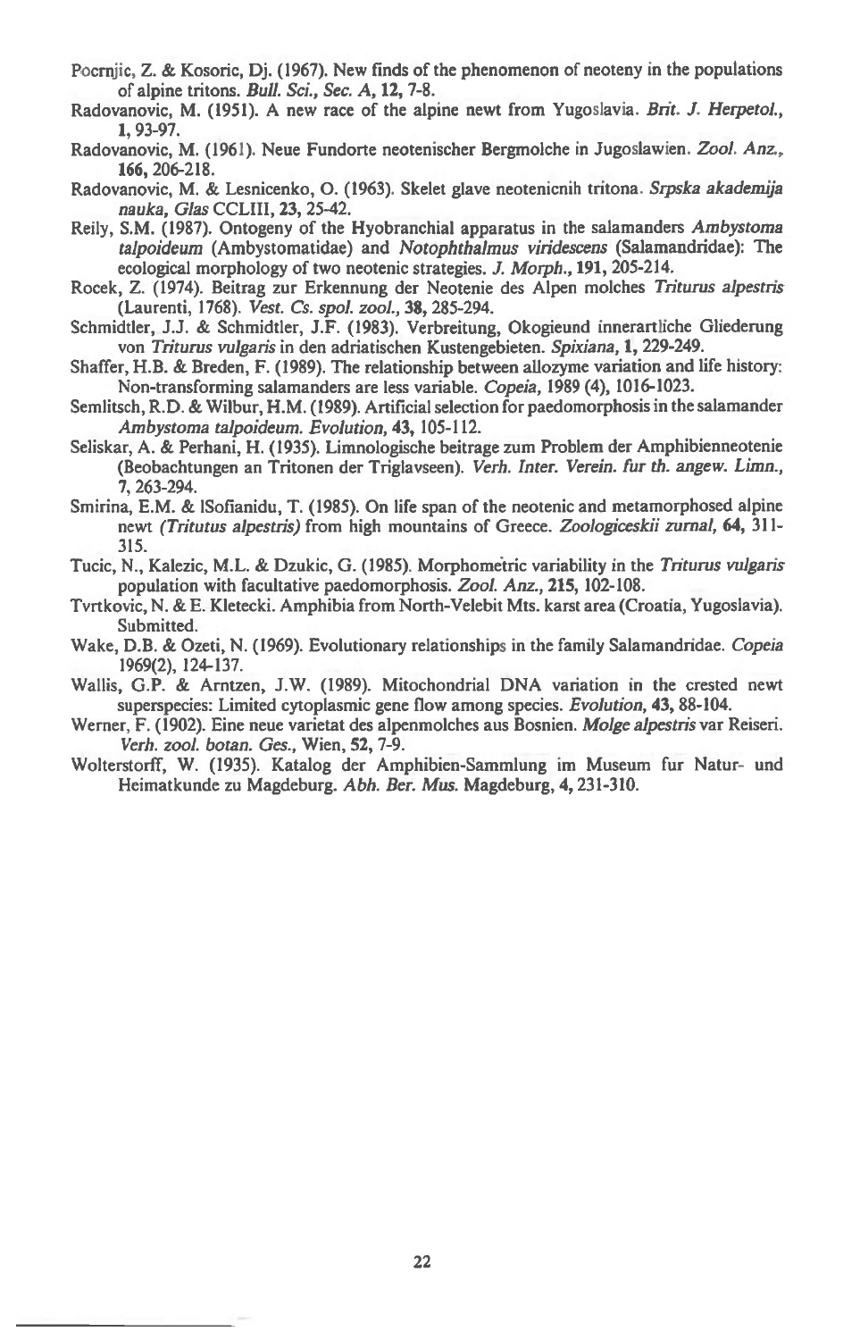Pocrnjic, Z. & Kosoric, Dj. (1967). New finds of the phenomenon of neoteny in the populations of alpine tritons. *Bull. Sci., Sec. A*, **12**, 7-8.

Radovanovic, M. (1951). A new race of the alpine newt from Yugoslavia. *Brit. J. Herpetol.*, **1**, 93-97.

Radovanovic, M. (1961). Neue Fundorte neotenischer Bergmolche in Jugoslawien. *Zool. Anz.*, **166**, 206-218.

Radovanovic, M. & Lesnicenko, O. (1963). Skelet glave neotenicnih tritona. *Srpska akademija nauka, Glas* CCLIII, **23**, 25-42.

Reily, S.M. (1987). Ontogeny of the Hyobranchial apparatus in the salamanders *Ambystoma talpoideum* (Ambystomatidae) and *Notophthalmus viridescens* (Salamandridae): The ecological morphology of two neotenic strategies. *J. Morph.*, **191**, 205-214.

Rocek, Z. (1974). Beitrag zur Erkennung der Neotenie des Alpen molches *Triturus alpestris* (Laurenti, 1768). *Vest. Cs. spol. zool.*, **38**, 285-294.

Schmidtler, J.J. & Schmidtler, J.F. (1983). Verbreitung, Okogieund innerartliche Gliederung von *Triturus vulgaris* in den adriatischen Kustengebieten. *Spixiana*, **1**, 229-249.

Shaffer, H.B. & Breden, F. (1989). The relationship between allozyme variation and life history: Non-transforming salamanders are less variable. *Copeia*, 1989 (4), 1016-1023.

Semlitsch, R.D. & Wilbur, H.M. (1989). Artificial selection for paedomorphosis in the salamander *Ambystoma talpoideum*. *Evolution*, **43**, 105-112.

Seliskar, A. & Perhani, H. (1935). Limnologische beitrage zum Problem der Amphibienneotenie (Beobachtungen an Tritonen der Triglavseen). *Verh. Inter. Verein. fur th. angew. Limn.*, **7**, 263-294.

Smirina, E.M. & lSofianidu, T. (1985). On life span of the neotenic and metamorphosed alpine newt *(Tritutus alpestris)* from high mountains of Greece. *Zoologiceskii zurnal*, **64**, 311-315.

Tucic, N., Kalezic, M.L. & Dzukic, G. (1985). Morphometric variability in the *Triturus vulgaris* population with facultative paedomorphosis. *Zool. Anz.*, **215**, 102-108.

Tvrtkovic, N. & E. Kletecki. Amphibia from North-Velebit Mts. karst area (Croatia, Yugoslavia). Submitted.

Wake, D.B. & Ozeti, N. (1969). Evolutionary relationships in the family Salamandridae. *Copeia* 1969(2), 124-137.

Wallis, G.P. & Arntzen, J.W. (1989). Mitochondrial DNA variation in the crested newt superspecies: Limited cytoplasmic gene flow among species. *Evolution*, **43**, 88-104.

Werner, F. (1902). Eine neue varietat des alpenmolches aus Bosnien. *Molge alpestris* var Reiseri. *Verh. zool. botan. Ges.*, Wien, **52**, 7-9.

Wolterstorff, W. (1935). Katalog der Amphibien-Sammlung im Museum fur Natur- und Heimatkunde zu Magdeburg. *Abh. Ber. Mus.* Magdeburg, **4**, 231-310.